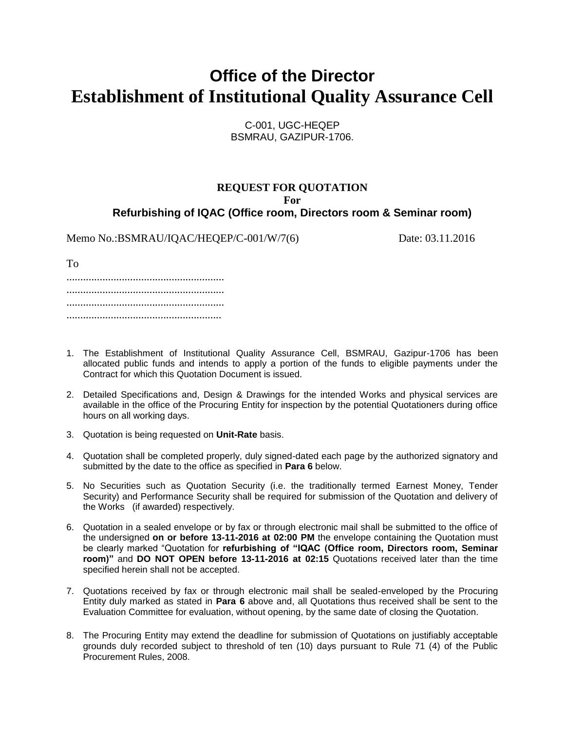# Office of the Director
# Establishment of Institutional Quality Assurance Cell

C-001, UGC-HEQEP
BSMRAU, GAZIPUR-1706.

**REQUEST FOR QUOTATION**
**For**
**Refurbishing of IQAC (Office room, Directors room & Seminar room)**

Memo No.:BSMRAU/IQAC/HEQEP/C-001/W/7(6) Date: 03.11.2016

To
.........................................................
.........................................................
.........................................................
........................................................

1. The Establishment of Institutional Quality Assurance Cell, BSMRAU, Gazipur-1706 has been allocated public funds and intends to apply a portion of the funds to eligible payments under the Contract for which this Quotation Document is issued.

2. Detailed Specifications and, Design & Drawings for the intended Works and physical services are available in the office of the Procuring Entity for inspection by the potential Quotationers during office hours on all working days.

3. Quotation is being requested on **Unit-Rate** basis.

4. Quotation shall be completed properly, duly signed-dated each page by the authorized signatory and submitted by the date to the office as specified in **Para 6** below.

5. No Securities such as Quotation Security (i.e. the traditionally termed Earnest Money, Tender Security) and Performance Security shall be required for submission of the Quotation and delivery of the Works (if awarded) respectively.

6. Quotation in a sealed envelope or by fax or through electronic mail shall be submitted to the office of the undersigned **on or before 13-11-2016 at 02:00 PM** the envelope containing the Quotation must be clearly marked "Quotation for **refurbishing of "IQAC (Office room, Directors room, Seminar room)"** and **DO NOT OPEN before 13-11-2016 at 02:15** Quotations received later than the time specified herein shall not be accepted.

7. Quotations received by fax or through electronic mail shall be sealed-enveloped by the Procuring Entity duly marked as stated in **Para 6** above and, all Quotations thus received shall be sent to the Evaluation Committee for evaluation, without opening, by the same date of closing the Quotation.

8. The Procuring Entity may extend the deadline for submission of Quotations on justifiably acceptable grounds duly recorded subject to threshold of ten (10) days pursuant to Rule 71 (4) of the Public Procurement Rules, 2008.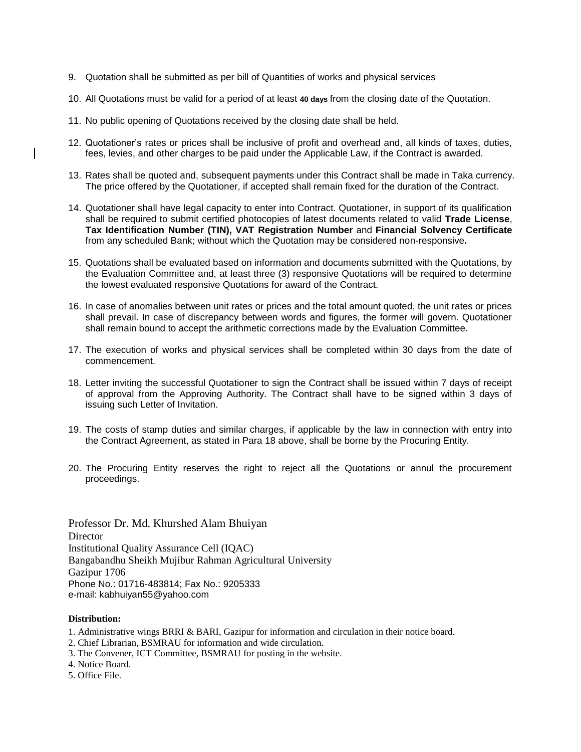9. Quotation shall be submitted as per bill of Quantities of works and physical services

10. All Quotations must be valid for a period of at least **40 days** from the closing date of the Quotation.

11. No public opening of Quotations received by the closing date shall be held.

12. Quotationer's rates or prices shall be inclusive of profit and overhead and, all kinds of taxes, duties, fees, levies, and other charges to be paid under the Applicable Law, if the Contract is awarded.

13. Rates shall be quoted and, subsequent payments under this Contract shall be made in Taka currency. The price offered by the Quotationer, if accepted shall remain fixed for the duration of the Contract.

14. Quotationer shall have legal capacity to enter into Contract. Quotationer, in support of its qualification shall be required to submit certified photocopies of latest documents related to valid **Trade License**, **Tax Identification Number (TIN), VAT Registration Number** and **Financial Solvency Certificate** from any scheduled Bank; without which the Quotation may be considered non-responsive**.**

15. Quotations shall be evaluated based on information and documents submitted with the Quotations, by the Evaluation Committee and, at least three (3) responsive Quotations will be required to determine the lowest evaluated responsive Quotations for award of the Contract.

16. In case of anomalies between unit rates or prices and the total amount quoted, the unit rates or prices shall prevail. In case of discrepancy between words and figures, the former will govern. Quotationer shall remain bound to accept the arithmetic corrections made by the Evaluation Committee.

17. The execution of works and physical services shall be completed within 30 days from the date of commencement.

18. Letter inviting the successful Quotationer to sign the Contract shall be issued within 7 days of receipt of approval from the Approving Authority. The Contract shall have to be signed within 3 days of issuing such Letter of Invitation.

19. The costs of stamp duties and similar charges, if applicable by the law in connection with entry into the Contract Agreement, as stated in Para 18 above, shall be borne by the Procuring Entity.

20. The Procuring Entity reserves the right to reject all the Quotations or annul the procurement proceedings.

Professor Dr. Md. Khurshed Alam Bhuiyan
Director
Institutional Quality Assurance Cell (IQAC)
Bangabandhu Sheikh Mujibur Rahman Agricultural University
Gazipur 1706
Phone No.: 01716-483814; Fax No.: 9205333
e-mail: kabhuiyan55@yahoo.com

**Distribution:**

1. Administrative wings BRRI & BARI, Gazipur for information and circulation in their notice board.
2. Chief Librarian, BSMRAU for information and wide circulation.
3. The Convener, ICT Committee, BSMRAU for posting in the website.
4. Notice Board.
5. Office File.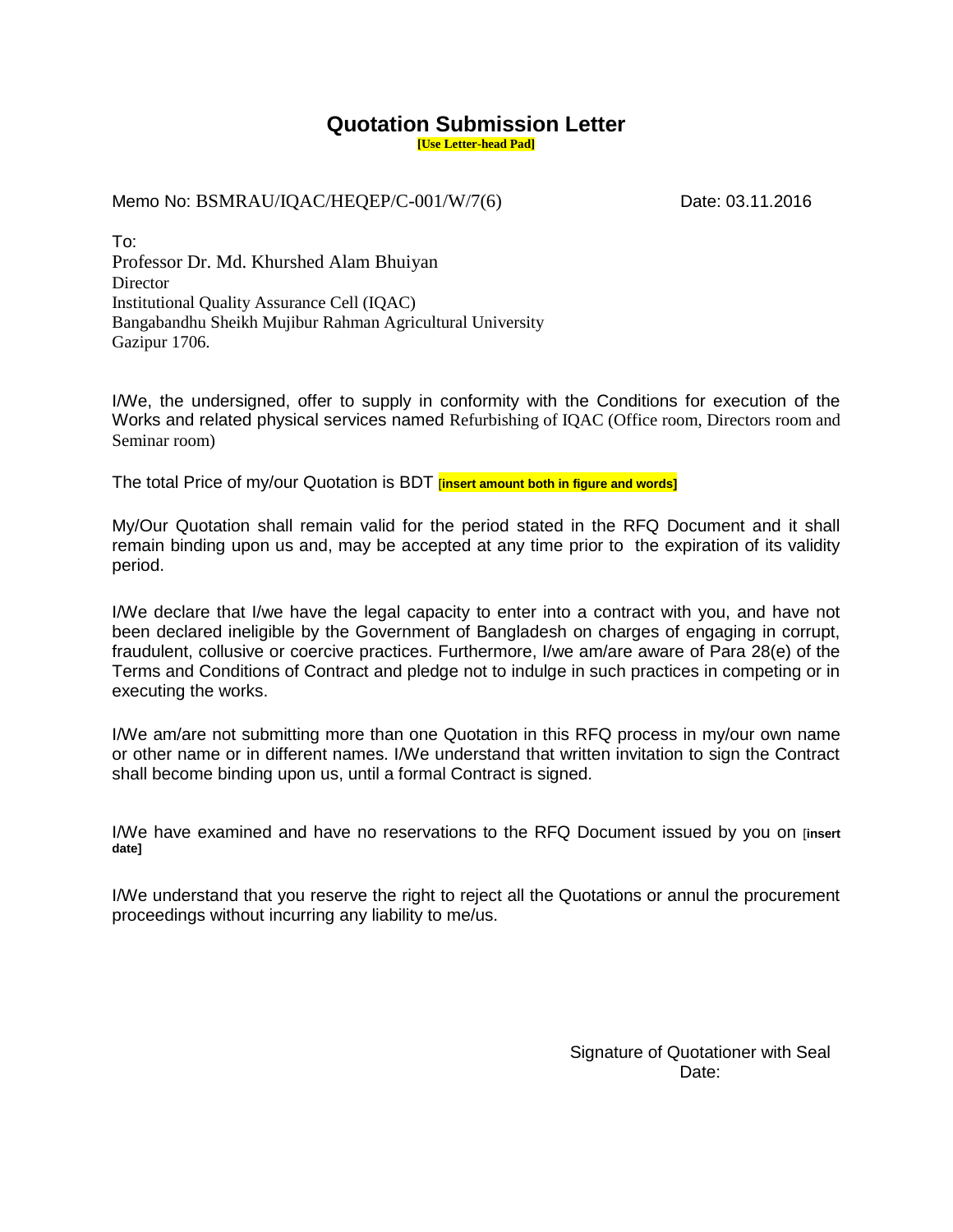# Quotation Submission Letter

**[Use Letter-head Pad]**

Memo No: BSMRAU/IQAC/HEQEP/C-001/W/7(6) Date: 03.11.2016

To:
Professor Dr. Md. Khurshed Alam Bhuiyan
Director
Institutional Quality Assurance Cell (IQAC)
Bangabandhu Sheikh Mujibur Rahman Agricultural University
Gazipur 1706.

I/We, the undersigned, offer to supply in conformity with the Conditions for execution of the Works and related physical services named Refurbishing of IQAC (Office room, Directors room and Seminar room)

The total Price of my/our Quotation is BDT **[insert amount both in figure and words]**

My/Our Quotation shall remain valid for the period stated in the RFQ Document and it shall remain binding upon us and, may be accepted at any time prior to the expiration of its validity period.

I/We declare that I/we have the legal capacity to enter into a contract with you, and have not been declared ineligible by the Government of Bangladesh on charges of engaging in corrupt, fraudulent, collusive or coercive practices. Furthermore, I/we am/are aware of Para 28(e) of the Terms and Conditions of Contract and pledge not to indulge in such practices in competing or in executing the works.

I/We am/are not submitting more than one Quotation in this RFQ process in my/our own name or other name or in different names. I/We understand that written invitation to sign the Contract shall become binding upon us, until a formal Contract is signed.

I/We have examined and have no reservations to the RFQ Document issued by you on **[insert date]**

I/We understand that you reserve the right to reject all the Quotations or annul the procurement proceedings without incurring any liability to me/us.

Signature of Quotationer with Seal
Date: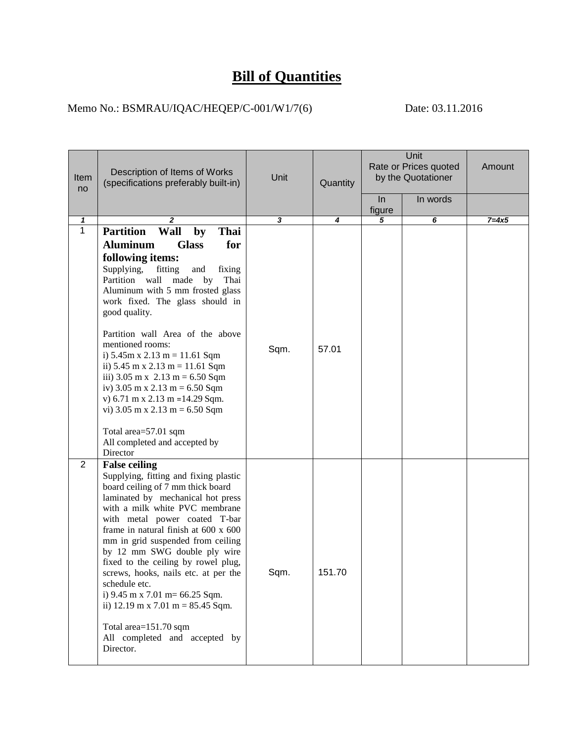# Bill of Quantities

Memo No.: BSMRAU/IQAC/HEQEP/C-001/W1/7(6) Date: 03.11.2016

| Item no | Description of Items of Works (specifications preferably built-in) | Unit | Quantity | Unit Rate or Prices quoted by the Quotationer | | Amount |
|---|---|---|---|---|---|---|
| | | | | In figure | In words | |
| *1* | *2* | *3* | *4* | *5* | *6* | *7=4x5* |
| 1 | **Partition Wall by Thai Aluminum Glass for following items:**<br>Supplying, fitting and fixing Partition wall made by Thai Aluminum with 5 mm frosted glass work fixed. The glass should in good quality.<br><br>Partition wall Area of the above mentioned rooms:<br>i) 5.45m x 2.13 m = 11.61 Sqm<br>ii) 5.45 m x 2.13 m = 11.61 Sqm<br>iii) 3.05 m x 2.13 m = 6.50 Sqm<br>iv) 3.05 m x 2.13 m = 6.50 Sqm<br>v) 6.71 m x 2.13 m =14.29 Sqm.<br>vi) 3.05 m x 2.13 m = 6.50 Sqm<br><br>Total area=57.01 sqm<br>All completed and accepted by Director | Sqm. | 57.01 | | | |
| 2 | **False ceiling**<br>Supplying, fitting and fixing plastic board ceiling of 7 mm thick board laminated by mechanical hot press with a milk white PVC membrane with metal power coated T-bar frame in natural finish at 600 x 600 mm in grid suspended from ceiling by 12 mm SWG double ply wire fixed to the ceiling by rowel plug, screws, hooks, nails etc. at per the schedule etc.<br>i) 9.45 m x 7.01 m= 66.25 Sqm.<br>ii) 12.19 m x 7.01 m = 85.45 Sqm.<br><br>Total area=151.70 sqm<br>All completed and accepted by Director. | Sqm. | 151.70 | | | |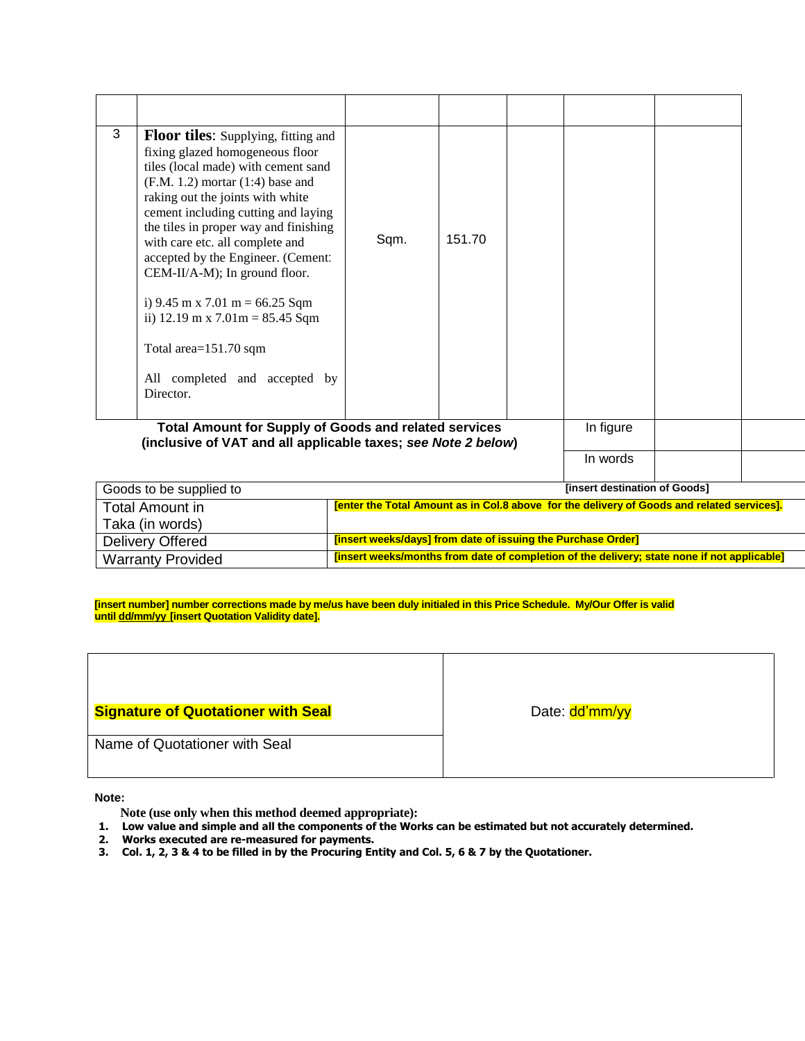| | | | | | | |
|---|---|---|---|---|---|---|
| | | | | | | |
| 3 | **Floor tiles**: Supplying, fitting and fixing glazed homogeneous floor tiles (local made) with cement sand (F.M. 1.2) mortar (1:4) base and raking out the joints with white cement including cutting and laying the tiles in proper way and finishing with care etc. all complete and accepted by the Engineer. (Cement: CEM-II/A-M); In ground floor.<br><br>i) 9.45 m x 7.01 m = 66.25 Sqm<br>ii) 12.19 m x 7.01m = 85.45 Sqm<br><br>Total area=151.70 sqm<br><br>All completed and accepted by Director. | Sqm. | 151.70 | | | |
| **Total Amount for Supply of Goods and related services (inclusive of VAT and all applicable taxes; *see Note 2 below*)** | | | | | In figure | |
| | | | | | In words | |

| | |
|---|---|
| Goods to be supplied to | **[insert destination of Goods]** |
| Total Amount in Taka (in words) | **[enter the Total Amount as in Col.8 above for the delivery of Goods and related services].** |
| Delivery Offered | **[insert weeks/days] from date of issuing the Purchase Order]** |
| Warranty Provided | **[insert weeks/months from date of completion of the delivery; state none if not applicable]** |

**[insert number] number corrections made by me/us have been duly initialed in this Price Schedule. My/Our Offer is valid until dd/mm/yy [insert Quotation Validity date].**

| | |
|---|---|
| **Signature of Quotationer with Seal** | Date: dd'mm/yy |
| Name of Quotationer with Seal | |

**Note:**

**Note (use only when this method deemed appropriate):**

1. **Low value and simple and all the components of the Works can be estimated but not accurately determined.**
2. **Works executed are re-measured for payments.**
3. **Col. 1, 2, 3 & 4 to be filled in by the Procuring Entity and Col. 5, 6 & 7 by the Quotationer.**